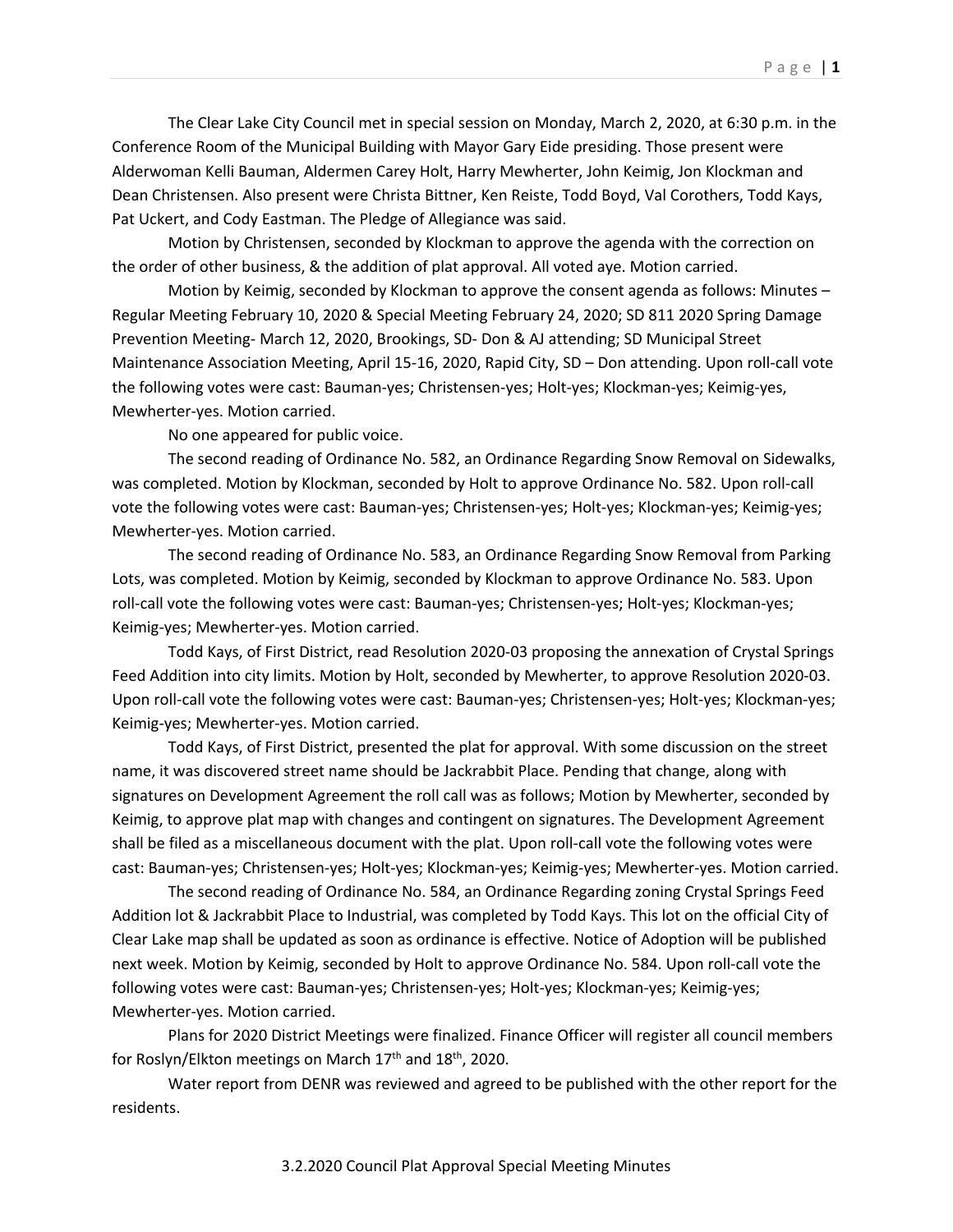The Clear Lake City Council met in special session on Monday, March 2, 2020, at 6:30 p.m. in the Conference Room of the Municipal Building with Mayor Gary Eide presiding. Those present were Alderwoman Kelli Bauman, Aldermen Carey Holt, Harry Mewherter, John Keimig, Jon Klockman and Dean Christensen. Also present were Christa Bittner, Ken Reiste, Todd Boyd, Val Corothers, Todd Kays, Pat Uckert, and Cody Eastman. The Pledge of Allegiance was said.

Motion by Christensen, seconded by Klockman to approve the agenda with the correction on the order of other business, & the addition of plat approval. All voted aye. Motion carried.

Motion by Keimig, seconded by Klockman to approve the consent agenda as follows: Minutes – Regular Meeting February 10, 2020 & Special Meeting February 24, 2020; SD 811 2020 Spring Damage Prevention Meeting- March 12, 2020, Brookings, SD- Don & AJ attending; SD Municipal Street Maintenance Association Meeting, April 15-16, 2020, Rapid City, SD – Don attending. Upon roll-call vote the following votes were cast: Bauman-yes; Christensen-yes; Holt-yes; Klockman-yes; Keimig-yes, Mewherter-yes. Motion carried.

No one appeared for public voice.

The second reading of Ordinance No. 582, an Ordinance Regarding Snow Removal on Sidewalks, was completed. Motion by Klockman, seconded by Holt to approve Ordinance No. 582. Upon roll-call vote the following votes were cast: Bauman-yes; Christensen-yes; Holt-yes; Klockman-yes; Keimig-yes; Mewherter-yes. Motion carried.

The second reading of Ordinance No. 583, an Ordinance Regarding Snow Removal from Parking Lots, was completed. Motion by Keimig, seconded by Klockman to approve Ordinance No. 583. Upon roll-call vote the following votes were cast: Bauman-yes; Christensen-yes; Holt-yes; Klockman-yes; Keimig-yes; Mewherter-yes. Motion carried.

Todd Kays, of First District, read Resolution 2020-03 proposing the annexation of Crystal Springs Feed Addition into city limits. Motion by Holt, seconded by Mewherter, to approve Resolution 2020-03. Upon roll-call vote the following votes were cast: Bauman-yes; Christensen-yes; Holt-yes; Klockman-yes; Keimig-yes; Mewherter-yes. Motion carried.

Todd Kays, of First District, presented the plat for approval. With some discussion on the street name, it was discovered street name should be Jackrabbit Place. Pending that change, along with signatures on Development Agreement the roll call was as follows; Motion by Mewherter, seconded by Keimig, to approve plat map with changes and contingent on signatures. The Development Agreement shall be filed as a miscellaneous document with the plat. Upon roll-call vote the following votes were cast: Bauman-yes; Christensen-yes; Holt-yes; Klockman-yes; Keimig-yes; Mewherter-yes. Motion carried.

The second reading of Ordinance No. 584, an Ordinance Regarding zoning Crystal Springs Feed Addition lot & Jackrabbit Place to Industrial, was completed by Todd Kays. This lot on the official City of Clear Lake map shall be updated as soon as ordinance is effective. Notice of Adoption will be published next week. Motion by Keimig, seconded by Holt to approve Ordinance No. 584. Upon roll-call vote the following votes were cast: Bauman-yes; Christensen-yes; Holt-yes; Klockman-yes; Keimig-yes; Mewherter-yes. Motion carried.

Plans for 2020 District Meetings were finalized. Finance Officer will register all council members for Roslyn/Elkton meetings on March 17th and 18th, 2020.

Water report from DENR was reviewed and agreed to be published with the other report for the residents.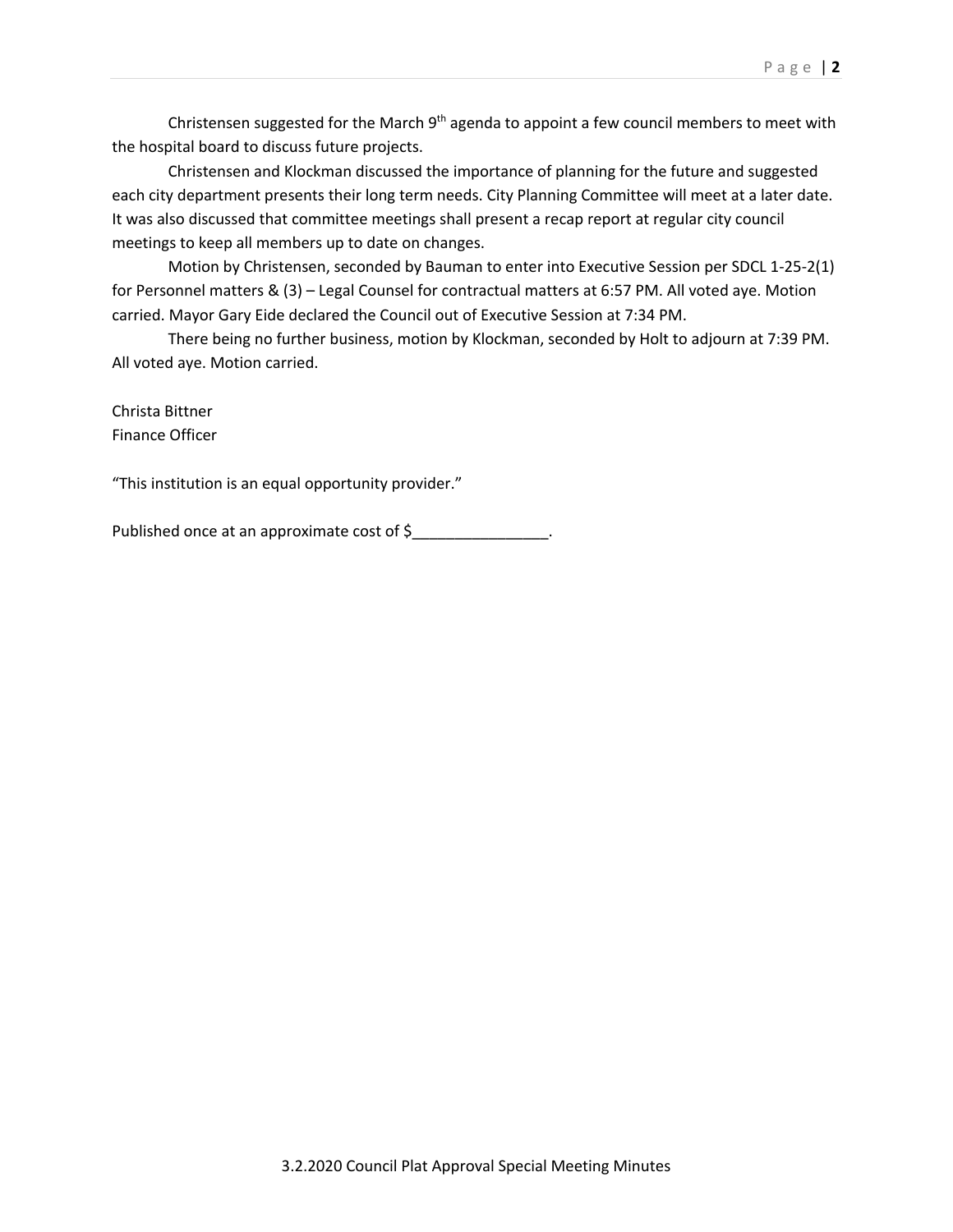Christensen suggested for the March 9th agenda to appoint a few council members to meet with the hospital board to discuss future projects.

Christensen and Klockman discussed the importance of planning for the future and suggested each city department presents their long term needs. City Planning Committee will meet at a later date. It was also discussed that committee meetings shall present a recap report at regular city council meetings to keep all members up to date on changes.

Motion by Christensen, seconded by Bauman to enter into Executive Session per SDCL 1-25-2(1) for Personnel matters & (3) – Legal Counsel for contractual matters at 6:57 PM. All voted aye. Motion carried. Mayor Gary Eide declared the Council out of Executive Session at 7:34 PM.

There being no further business, motion by Klockman, seconded by Holt to adjourn at 7:39 PM. All voted aye. Motion carried.

Christa Bittner
Finance Officer

"This institution is an equal opportunity provider."

Published once at an approximate cost of $________________.